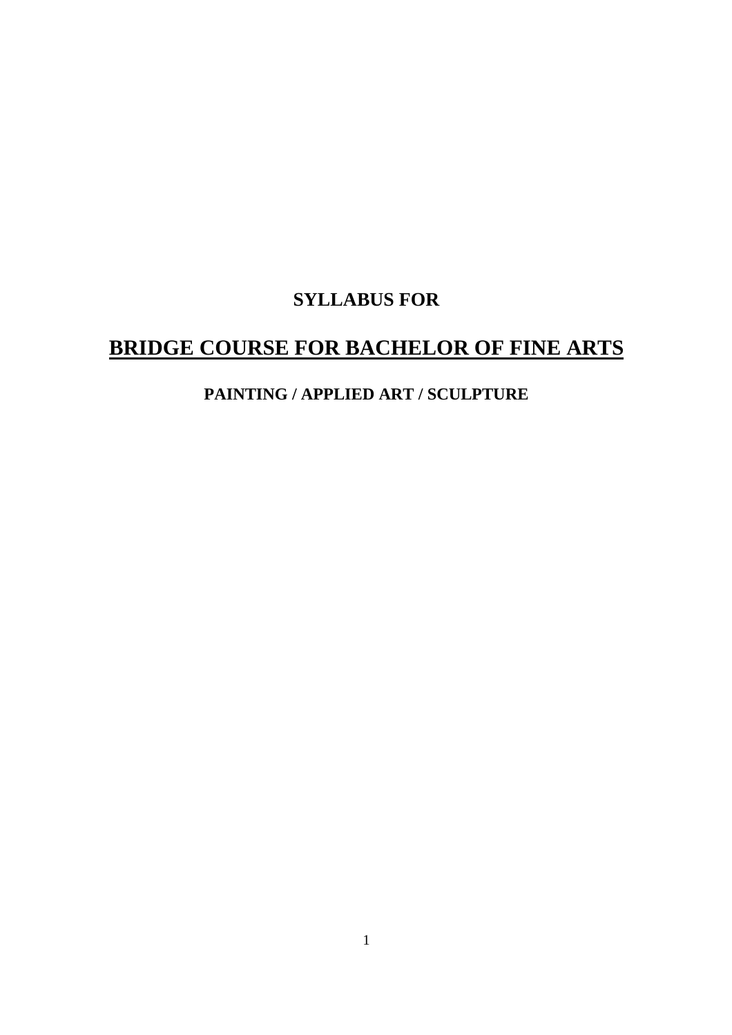**SYLLABUS FOR**

# BRIDGE COURSE FOR BACHELOR OF FINE ARTS

**PAINTING / APPLIED ART / SCULPTURE**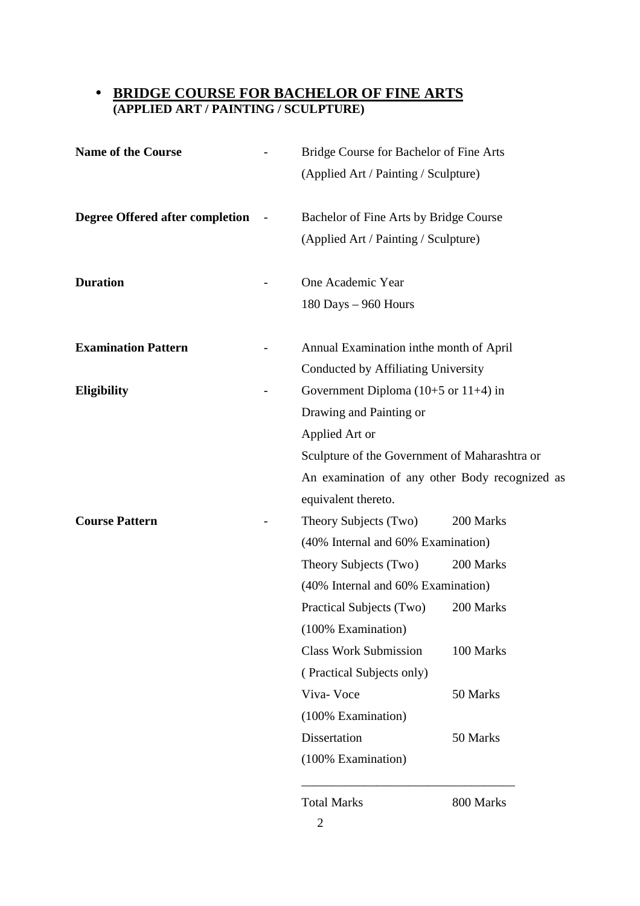- **BRIDGE COURSE FOR BACHELOR OF FINE ARTS**
  **(APPLIED ART / PAINTING / SCULPTURE)**

| | | |
|---|---|---|
| **Name of the Course** | - | Bridge Course for Bachelor of Fine Arts (Applied Art / Painting / Sculpture) |
| **Degree Offered after completion** | - | Bachelor of Fine Arts by Bridge Course (Applied Art / Painting / Sculpture) |
| **Duration** | - | One Academic Year<br>180 Days – 960 Hours |
| **Examination Pattern** | - | Annual Examination inthe month of April<br>Conducted by Affiliating University |
| **Eligibility** | - | Government Diploma (10+5 or 11+4) in<br>Drawing and Painting or<br>Applied Art or<br>Sculpture of the Government of Maharashtra or<br>An examination of any other Body recognized as equivalent thereto. |
| **Course Pattern** | - | See below |

| | |
|---|---|
| Theory Subjects (Two)<br>(40% Internal and 60% Examination) | 200 Marks |
| Theory Subjects (Two)<br>(40% Internal and 60% Examination) | 200 Marks |
| Practical Subjects (Two)<br>(100% Examination) | 200 Marks |
| Class Work Submission<br>( Practical Subjects only) | 100 Marks |
| Viva- Voce<br>(100% Examination) | 50 Marks |
| Dissertation<br>(100% Examination) | 50 Marks |
| Total Marks | 800 Marks |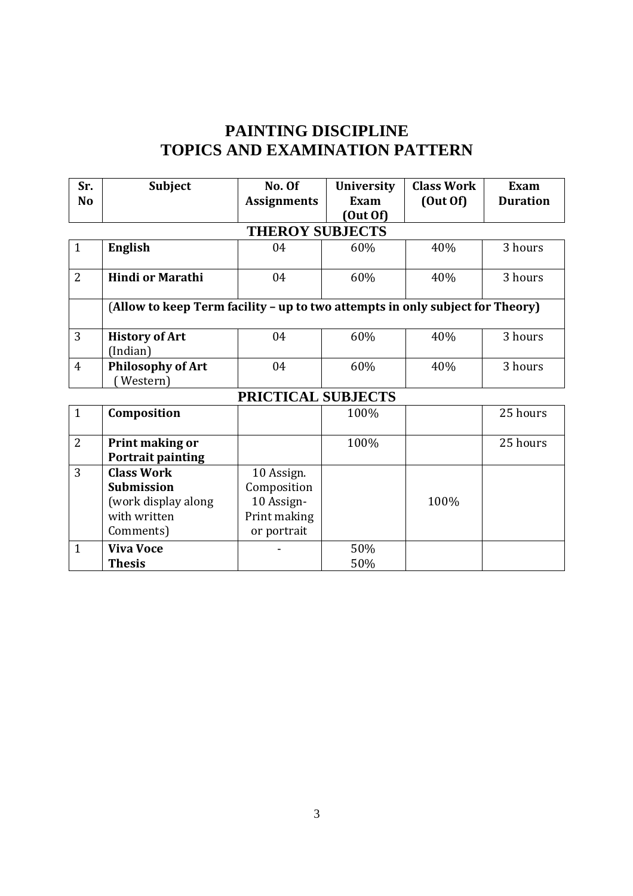# PAINTING DISCIPLINE
# TOPICS AND EXAMINATION PATTERN

| Sr. No | Subject | No. Of Assignments | University Exam (Out Of) | Class Work (Out Of) | Exam Duration |
|---|---|---|---|---|---|
| | | **THEROY SUBJECTS** | | | |
| 1 | **English** | 04 | 60% | 40% | 3 hours |
| 2 | **Hindi or Marathi** | 04 | 60% | 40% | 3 hours |
| | (**Allow to keep Term facility – up to two attempts in only subject for Theory)** | | | | |
| 3 | **History of Art** (Indian) | 04 | 60% | 40% | 3 hours |
| 4 | **Philosophy of Art** ( Western) | 04 | 60% | 40% | 3 hours |
| | | **PRICTICAL SUBJECTS** | | | |
| 1 | **Composition** | | 100% | | 25 hours |
| 2 | **Print making or Portrait painting** | | 100% | | 25 hours |
| 3 | **Class Work Submission** (work display along with written Comments) | 10 Assign. Composition 10 Assign- Print making or portrait | | 100% | |
| 1 | **Viva Voce** **Thesis** | - | 50% 50% | | |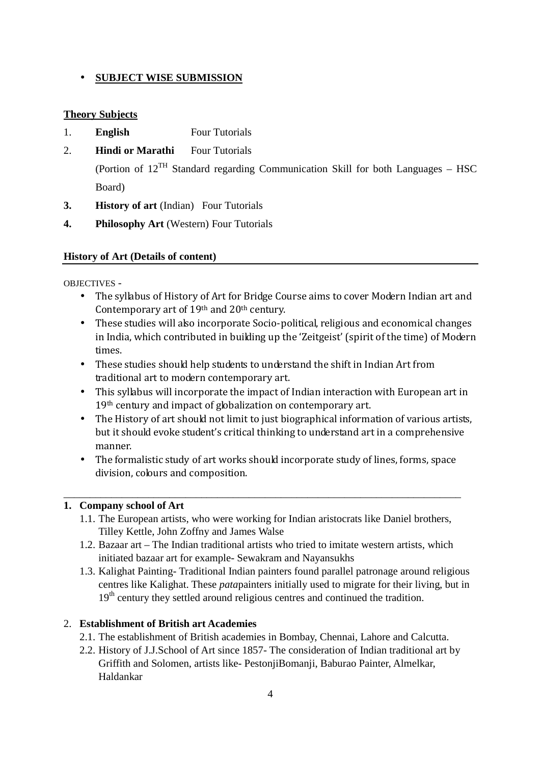- **SUBJECT WISE SUBMISSION**

**Theory Subjects**

1. **English** Four Tutorials
2. **Hindi or Marathi** Four Tutorials

   (Portion of 12$^{TH}$ Standard regarding Communication Skill for both Languages – HSC Board)
3. **History of art** (Indian) Four Tutorials
4. **Philosophy Art** (Western) Four Tutorials

**History of Art (Details of content)**

OBJECTIVES -

- The syllabus of History of Art for Bridge Course aims to cover Modern Indian art and Contemporary art of 19$^{th}$ and 20$^{th}$ century.
- These studies will also incorporate Socio-political, religious and economical changes in India, which contributed in building up the 'Zeitgeist' (spirit of the time) of Modern times.
- These studies should help students to understand the shift in Indian Art from traditional art to modern contemporary art.
- This syllabus will incorporate the impact of Indian interaction with European art in 19$^{th}$ century and impact of globalization on contemporary art.
- The History of art should not limit to just biographical information of various artists, but it should evoke student's critical thinking to understand art in a comprehensive manner.
- The formalistic study of art works should incorporate study of lines, forms, space division, colours and composition.

---

1. **Company school of Art**
   - 1.1. The European artists, who were working for Indian aristocrats like Daniel brothers, Tilley Kettle, John Zoffny and James Walse
   - 1.2. Bazaar art – The Indian traditional artists who tried to imitate western artists, which initiated bazaar art for example- Sewakram and Nayansukhs
   - 1.3. Kalighat Painting- Traditional Indian painters found parallel patronage around religious centres like Kalighat. These *pata*painters initially used to migrate for their living, but in 19$^{th}$ century they settled around religious centres and continued the tradition.

2. **Establishment of British art Academies**
   - 2.1. The establishment of British academies in Bombay, Chennai, Lahore and Calcutta.
   - 2.2. History of J.J.School of Art since 1857- The consideration of Indian traditional art by Griffith and Solomen, artists like- PestonjiBomanji, Baburao Painter, Almelkar, Haldankar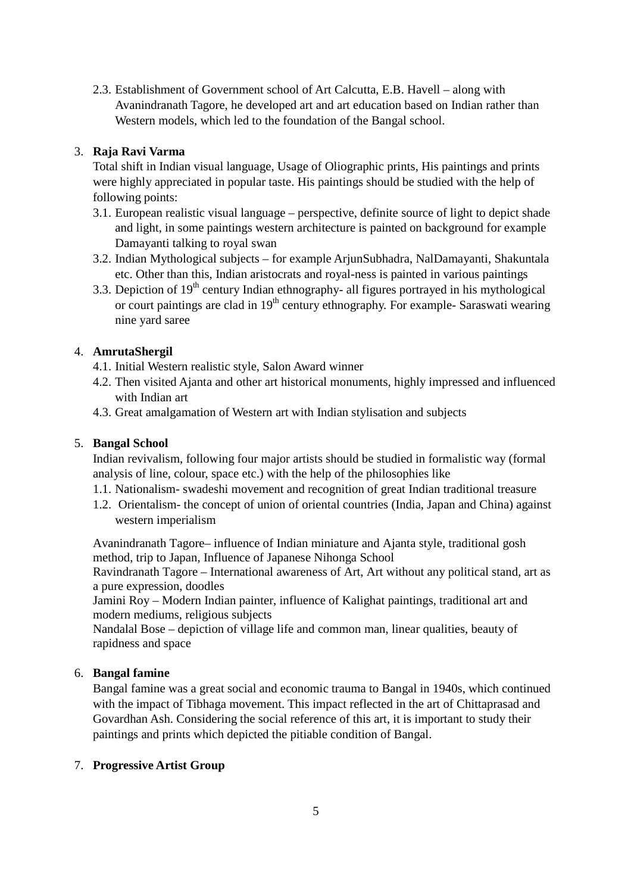2.3. Establishment of Government school of Art Calcutta, E.B. Havell – along with Avanindranath Tagore, he developed art and art education based on Indian rather than Western models, which led to the foundation of the Bangal school.

3. **Raja Ravi Varma**

Total shift in Indian visual language, Usage of Oliographic prints, His paintings and prints were highly appreciated in popular taste. His paintings should be studied with the help of following points:

3.1. European realistic visual language – perspective, definite source of light to depict shade and light, in some paintings western architecture is painted on background for example Damayanti talking to royal swan

3.2. Indian Mythological subjects – for example ArjunSubhadra, NalDamayanti, Shakuntala etc. Other than this, Indian aristocrats and royal-ness is painted in various paintings

3.3. Depiction of 19th century Indian ethnography- all figures portrayed in his mythological or court paintings are clad in 19th century ethnography. For example- Saraswati wearing nine yard saree

4. **AmrutaShergil**

4.1. Initial Western realistic style, Salon Award winner

4.2. Then visited Ajanta and other art historical monuments, highly impressed and influenced with Indian art

4.3. Great amalgamation of Western art with Indian stylisation and subjects

5. **Bangal School**

Indian revivalism, following four major artists should be studied in formalistic way (formal analysis of line, colour, space etc.) with the help of the philosophies like

1.1. Nationalism- swadeshi movement and recognition of great Indian traditional treasure

1.2. Orientalism- the concept of union of oriental countries (India, Japan and China) against western imperialism

Avanindranath Tagore– influence of Indian miniature and Ajanta style, traditional gosh method, trip to Japan, Influence of Japanese Nihonga School

Ravindranath Tagore – International awareness of Art, Art without any political stand, art as a pure expression, doodles

Jamini Roy – Modern Indian painter, influence of Kalighat paintings, traditional art and modern mediums, religious subjects

Nandalal Bose – depiction of village life and common man, linear qualities, beauty of rapidness and space

6. **Bangal famine**

Bangal famine was a great social and economic trauma to Bangal in 1940s, which continued with the impact of Tibhaga movement. This impact reflected in the art of Chittaprasad and Govardhan Ash. Considering the social reference of this art, it is important to study their paintings and prints which depicted the pitiable condition of Bangal.

7. **Progressive Artist Group**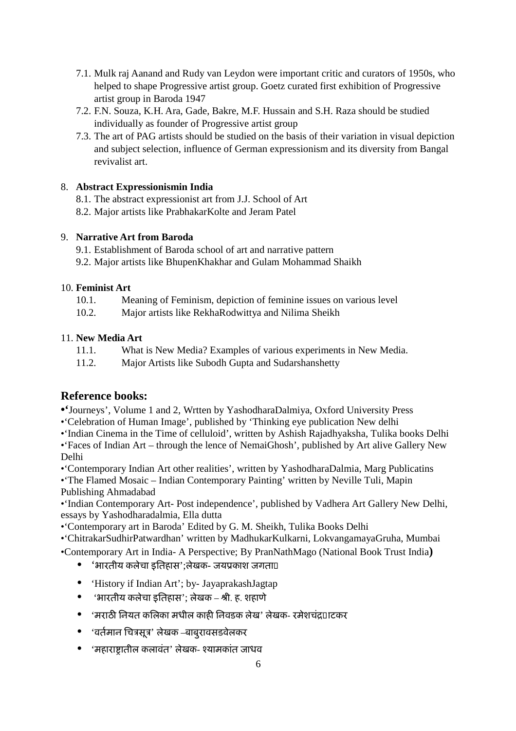7.1. Mulk raj Aanand and Rudy van Leydon were important critic and curators of 1950s, who helped to shape Progressive artist group. Goetz curated first exhibition of Progressive artist group in Baroda 1947

7.2. F.N. Souza, K.H. Ara, Gade, Bakre, M.F. Hussain and S.H. Raza should be studied individually as founder of Progressive artist group

7.3. The art of PAG artists should be studied on the basis of their variation in visual depiction and subject selection, influence of German expressionism and its diversity from Bangal revivalist art.

8. **Abstract Expressionismin India**

   8.1. The abstract expressionist art from J.J. School of Art

   8.2. Major artists like PrabhakarKolte and Jeram Patel

9. **Narrative Art from Baroda**

   9.1. Establishment of Baroda school of art and narrative pattern

   9.2. Major artists like BhupenKhakhar and Gulam Mohammad Shaikh

10. **Feminist Art**

    10.1. Meaning of Feminism, depiction of feminine issues on various level

    10.2. Major artists like RekhaRodwittya and Nilima Sheikh

11. **New Media Art**

    11.1. What is New Media? Examples of various experiments in New Media.

    11.2. Major Artists like Subodh Gupta and Sudarshanshetty

## Reference books:

- ‘Journeys’, Volume 1 and 2, Wrtten by YashodharaDalmiya, Oxford University Press
- ‘Celebration of Human Image’, published by ‘Thinking eye publication New delhi
- ‘Indian Cinema in the Time of celluloid’, written by Ashish Rajadhyaksha, Tulika books Delhi
- ‘Faces of Indian Art – through the lence of NemaiGhosh’, published by Art alive Gallery New Delhi
- ‘Contemporary Indian Art other realities’, written by YashodharaDalmia, Marg Publicatins
- ‘The Flamed Mosaic – Indian Contemporary Painting’ written by Neville Tuli, Mapin Publishing Ahmadabad
- ‘Indian Contemporary Art- Post independence’, published by Vadhera Art Gallery New Delhi, essays by Yashodharadalmia, Ella dutta
- ‘Contemporary art in Baroda’ Edited by G. M. Sheikh, Tulika Books Delhi
- ‘ChitrakarSudhirPatwardhan’ written by MadhukarKulkarni, LokvangamayaGruha, Mumbai
- Contemporary Art in India- A Perspective; By PranNathMago (National Book Trust India)
- ‘भारतीय कलेचा इतिहास’;लेखक- जयप्रकाश जगता
- ‘History if Indian Art’; by- JayaprakashJagtap
- ‘भारतीय कलेचा इतिहास’; लेखक – श्री. ह. शहाणे
- ‘मराठी नियत कलिका मधील काही निवडक लेख’ लेखक- रमेशचंद्रपाटकर
- ‘वर्तमान चित्रसूत्र’ लेखक –बाबुरावसडवेलकर
- ‘महाराष्ट्रातील कलावंत’ लेखक- श्यामकांत जाधव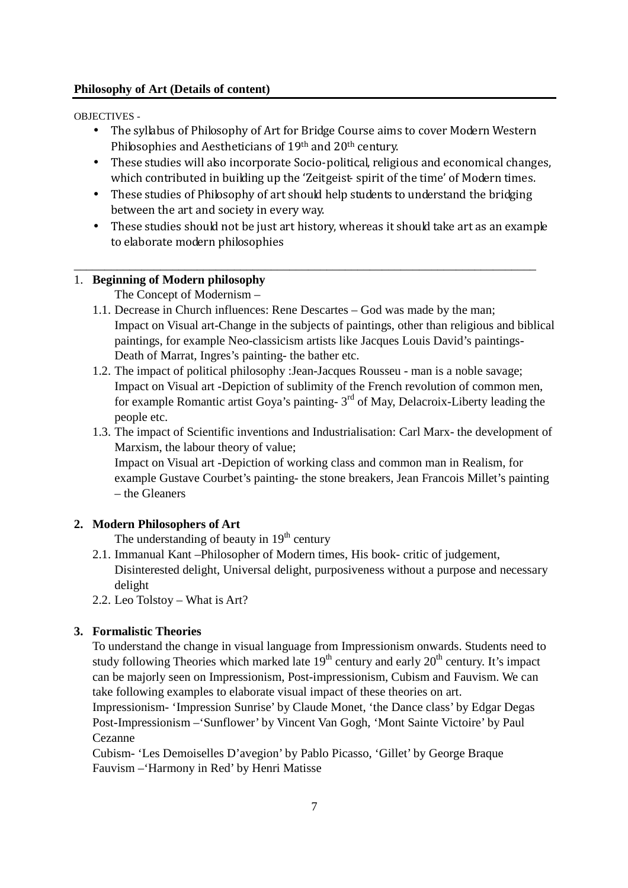**Philosophy of Art (Details of content)**

OBJECTIVES -

- The syllabus of Philosophy of Art for Bridge Course aims to cover Modern Western Philosophies and Aestheticians of 19th and 20th century.
- These studies will also incorporate Socio-political, religious and economical changes, which contributed in building up the 'Zeitgeist- spirit of the time' of Modern times.
- These studies of Philosophy of art should help students to understand the bridging between the art and society in every way.
- These studies should not be just art history, whereas it should take art as an example to elaborate modern philosophies

---

1. **Beginning of Modern philosophy**

   The Concept of Modernism –

   1.1. Decrease in Church influences: Rene Descartes – God was made by the man; Impact on Visual art-Change in the subjects of paintings, other than religious and biblical paintings, for example Neo-classicism artists like Jacques Louis David's paintings- Death of Marrat, Ingres's painting- the bather etc.

   1.2. The impact of political philosophy :Jean-Jacques Rousseu - man is a noble savage; Impact on Visual art -Depiction of sublimity of the French revolution of common men, for example Romantic artist Goya's painting- 3rd of May, Delacroix-Liberty leading the people etc.

   1.3. The impact of Scientific inventions and Industrialisation: Carl Marx- the development of Marxism, the labour theory of value;
   Impact on Visual art -Depiction of working class and common man in Realism, for example Gustave Courbet's painting- the stone breakers, Jean Francois Millet's painting – the Gleaners

2. **Modern Philosophers of Art**

   The understanding of beauty in 19th century

   2.1. Immanual Kant –Philosopher of Modern times, His book- critic of judgement, Disinterested delight, Universal delight, purposiveness without a purpose and necessary delight

   2.2. Leo Tolstoy – What is Art?

3. **Formalistic Theories**

   To understand the change in visual language from Impressionism onwards. Students need to study following Theories which marked late 19th century and early 20th century. It's impact can be majorly seen on Impressionism, Post-impressionism, Cubism and Fauvism. We can take following examples to elaborate visual impact of these theories on art.
   Impressionism- 'Impression Sunrise' by Claude Monet, 'the Dance class' by Edgar Degas
   Post-Impressionism –'Sunflower' by Vincent Van Gogh, 'Mont Sainte Victoire' by Paul Cezanne
   Cubism- 'Les Demoiselles D'avegion' by Pablo Picasso, 'Gillet' by George Braque
   Fauvism –'Harmony in Red' by Henri Matisse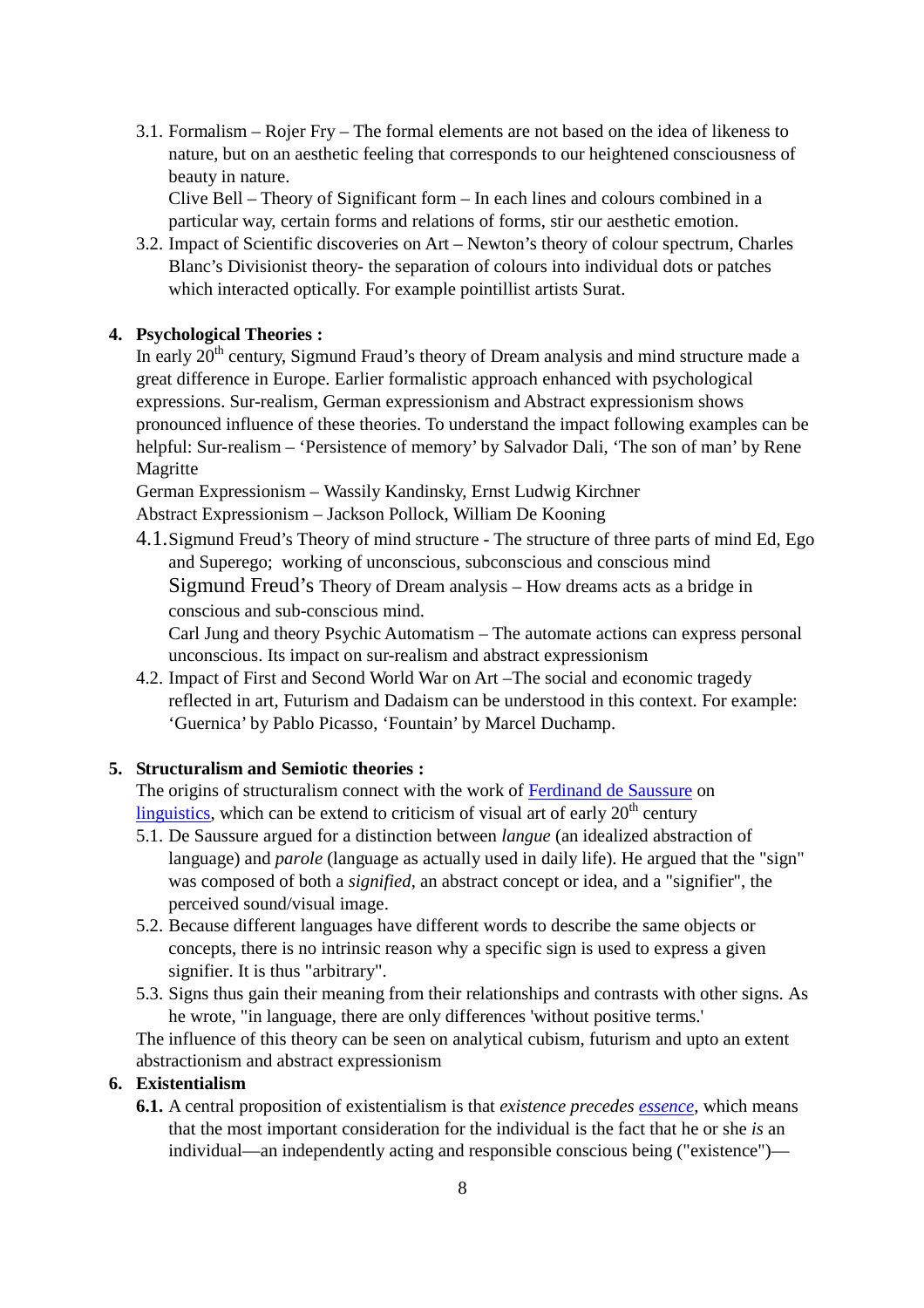3.1. Formalism – Rojer Fry – The formal elements are not based on the idea of likeness to nature, but on an aesthetic feeling that corresponds to our heightened consciousness of beauty in nature.
Clive Bell – Theory of Significant form – In each lines and colours combined in a particular way, certain forms and relations of forms, stir our aesthetic emotion.

3.2. Impact of Scientific discoveries on Art – Newton's theory of colour spectrum, Charles Blanc's Divisionist theory- the separation of colours into individual dots or patches which interacted optically. For example pointillist artists Surat.

**4. Psychological Theories :**

In early 20th century, Sigmund Fraud's theory of Dream analysis and mind structure made a great difference in Europe. Earlier formalistic approach enhanced with psychological expressions. Sur-realism, German expressionism and Abstract expressionism shows pronounced influence of these theories. To understand the impact following examples can be helpful: Sur-realism – 'Persistence of memory' by Salvador Dali, 'The son of man' by Rene Magritte
German Expressionism – Wassily Kandinsky, Ernst Ludwig Kirchner
Abstract Expressionism – Jackson Pollock, William De Kooning

4.1. Sigmund Freud's Theory of mind structure - The structure of three parts of mind Ed, Ego and Superego; working of unconscious, subconscious and conscious mind
Sigmund Freud's Theory of Dream analysis – How dreams acts as a bridge in conscious and sub-conscious mind.
Carl Jung and theory Psychic Automatism – The automate actions can express personal unconscious. Its impact on sur-realism and abstract expressionism

4.2. Impact of First and Second World War on Art –The social and economic tragedy reflected in art, Futurism and Dadaism can be understood in this context. For example: 'Guernica' by Pablo Picasso, 'Fountain' by Marcel Duchamp.

**5. Structuralism and Semiotic theories :**

The origins of structuralism connect with the work of Ferdinand de Saussure on linguistics, which can be extend to criticism of visual art of early 20th century

5.1. De Saussure argued for a distinction between *langue* (an idealized abstraction of language) and *parole* (language as actually used in daily life). He argued that the "sign" was composed of both a *signified*, an abstract concept or idea, and a "signifier", the perceived sound/visual image.

5.2. Because different languages have different words to describe the same objects or concepts, there is no intrinsic reason why a specific sign is used to express a given signifier. It is thus "arbitrary".

5.3. Signs thus gain their meaning from their relationships and contrasts with other signs. As he wrote, "in language, there are only differences 'without positive terms.'

The influence of this theory can be seen on analytical cubism, futurism and upto an extent abstractionism and abstract expressionism

**6. Existentialism**

**6.1.** A central proposition of existentialism is that *existence precedes essence*, which means that the most important consideration for the individual is the fact that he or she *is* an individual—an independently acting and responsible conscious being ("existence")—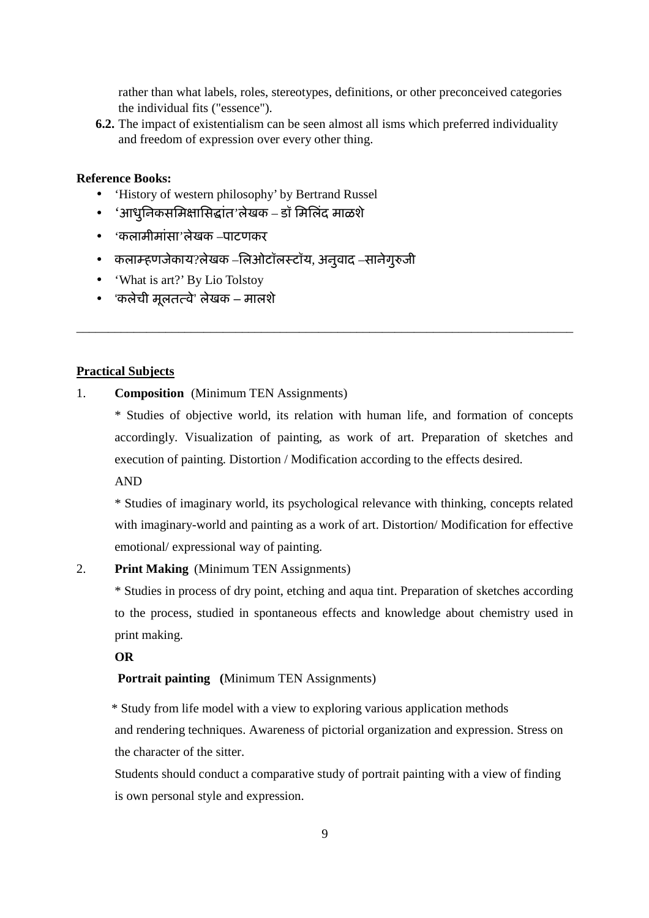rather than what labels, roles, stereotypes, definitions, or other preconceived categories the individual fits ("essence").

**6.2.** The impact of existentialism can be seen almost all isms which preferred individuality and freedom of expression over every other thing.

**Reference Books:**

- 'History of western philosophy' by Bertrand Russel
- 'आधुनिकसमिक्षासिद्धांत'लेखक – डॉ मिलिंद माळशे
- 'कलामीमांसा'लेखक –पाटणकर
- कलाम्हणजेकाय?लेखक –लिओटॉलस्टॉय, अनुवाद –सानेगुरुजी
- 'What is art?' By Lio Tolstoy
- 'कलेची मूलतत्वे' लेखक – मालशे

---

**Practical Subjects**

1. **Composition** (Minimum TEN Assignments)

   * Studies of objective world, its relation with human life, and formation of concepts accordingly. Visualization of painting, as work of art. Preparation of sketches and execution of painting. Distortion / Modification according to the effects desired.

   AND

   * Studies of imaginary world, its psychological relevance with thinking, concepts related with imaginary-world and painting as a work of art. Distortion/ Modification for effective emotional/ expressional way of painting.

2. **Print Making** (Minimum TEN Assignments)

   * Studies in process of dry point, etching and aqua tint. Preparation of sketches according to the process, studied in spontaneous effects and knowledge about chemistry used in print making.

   **OR**

   **Portrait painting (**Minimum TEN Assignments)

   * Study from life model with a view to exploring various application methods and rendering techniques. Awareness of pictorial organization and expression. Stress on the character of the sitter.

   Students should conduct a comparative study of portrait painting with a view of finding is own personal style and expression.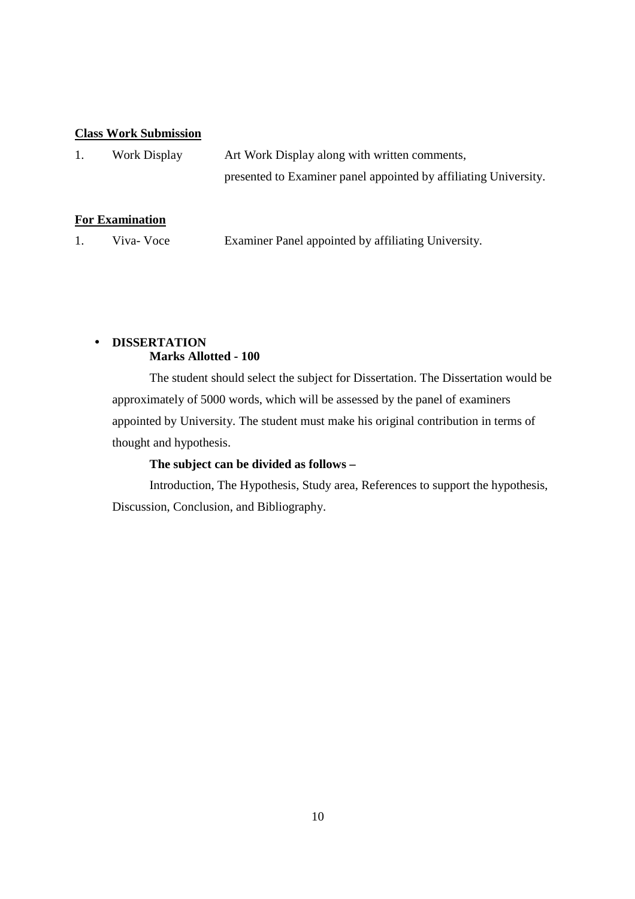**Class Work Submission**

| | | |
|---|---|---|
| 1. | Work Display | Art Work Display along with written comments, presented to Examiner panel appointed by affiliating University. |

**For Examination**

| | | |
|---|---|---|
| 1. | Viva- Voce | Examiner Panel appointed by affiliating University. |

- **DISSERTATION**
  **Marks Allotted - 100**

  The student should select the subject for Dissertation. The Dissertation would be approximately of 5000 words, which will be assessed by the panel of examiners appointed by University. The student must make his original contribution in terms of thought and hypothesis.

  **The subject can be divided as follows –**

  Introduction, The Hypothesis, Study area, References to support the hypothesis, Discussion, Conclusion, and Bibliography.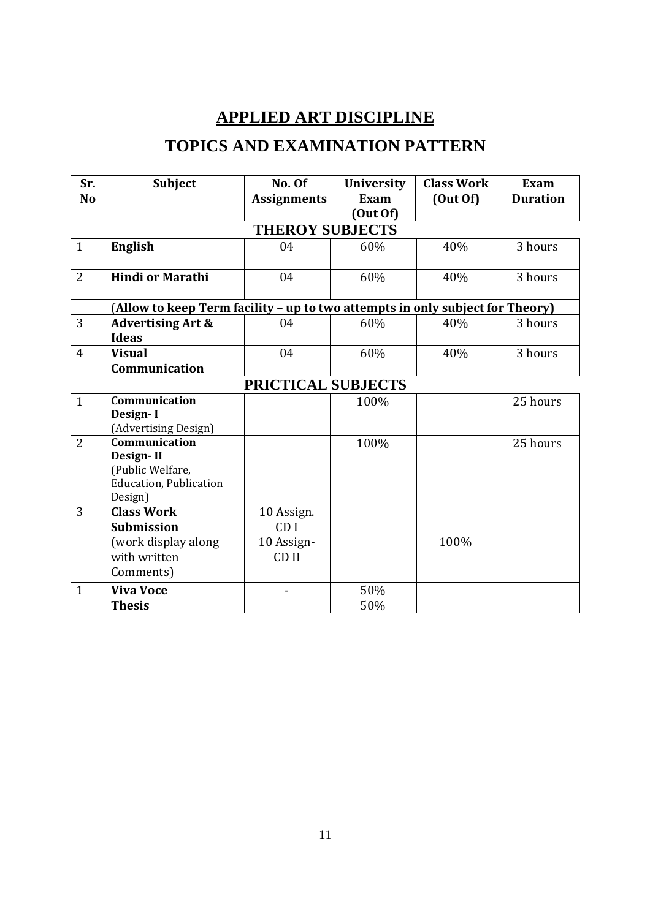# APPLIED ART DISCIPLINE

## TOPICS AND EXAMINATION PATTERN

| Sr. No | Subject | No. Of Assignments | University Exam (Out Of) | Class Work (Out Of) | Exam Duration |
|---|---|---|---|---|---|
| | | | **THEROY SUBJECTS** | | |
| 1 | **English** | 04 | 60% | 40% | 3 hours |
| 2 | **Hindi or Marathi** | 04 | 60% | 40% | 3 hours |
| | **(Allow to keep Term facility – up to two attempts in only subject for Theory)** | | | | |
| 3 | **Advertising Art & Ideas** | 04 | 60% | 40% | 3 hours |
| 4 | **Visual Communication** | 04 | 60% | 40% | 3 hours |
| | | | **PRICTICAL SUBJECTS** | | |
| 1 | **Communication Design- I** (Advertising Design) | | 100% | | 25 hours |
| 2 | **Communication Design- II** (Public Welfare, Education, Publication Design) | | 100% | | 25 hours |
| 3 | **Class Work Submission** (work display along with written Comments) | 10 Assign. CD I 10 Assign- CD II | | 100% | |
| 1 | **Viva Voce** **Thesis** | - | 50% 50% | | |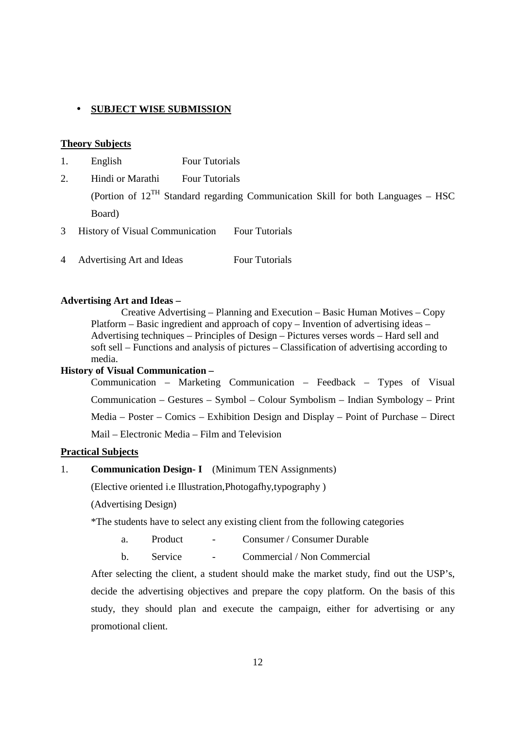- **SUBJECT WISE SUBMISSION**

**Theory Subjects**

1. English Four Tutorials
2. Hindi or Marathi Four Tutorials

   (Portion of 12$^{TH}$ Standard regarding Communication Skill for both Languages – HSC Board)

3. History of Visual Communication Four Tutorials
4. Advertising Art and Ideas Four Tutorials

**Advertising Art and Ideas –**

Creative Advertising – Planning and Execution – Basic Human Motives – Copy Platform – Basic ingredient and approach of copy – Invention of advertising ideas – Advertising techniques – Principles of Design – Pictures verses words – Hard sell and soft sell – Functions and analysis of pictures – Classification of advertising according to media.

**History of Visual Communication –**

Communication – Marketing Communication – Feedback – Types of Visual Communication – Gestures – Symbol – Colour Symbolism – Indian Symbology – Print Media – Poster – Comics – Exhibition Design and Display – Point of Purchase – Direct Mail – Electronic Media – Film and Television

**Practical Subjects**

1. **Communication Design- I** (Minimum TEN Assignments)

   (Elective oriented i.e Illustration,Photogafhy,typography )

   (Advertising Design)

   *The students have to select any existing client from the following categories

   a. Product - Consumer / Consumer Durable

   b. Service - Commercial / Non Commercial

   After selecting the client, a student should make the market study, find out the USP's, decide the advertising objectives and prepare the copy platform. On the basis of this study, they should plan and execute the campaign, either for advertising or any promotional client.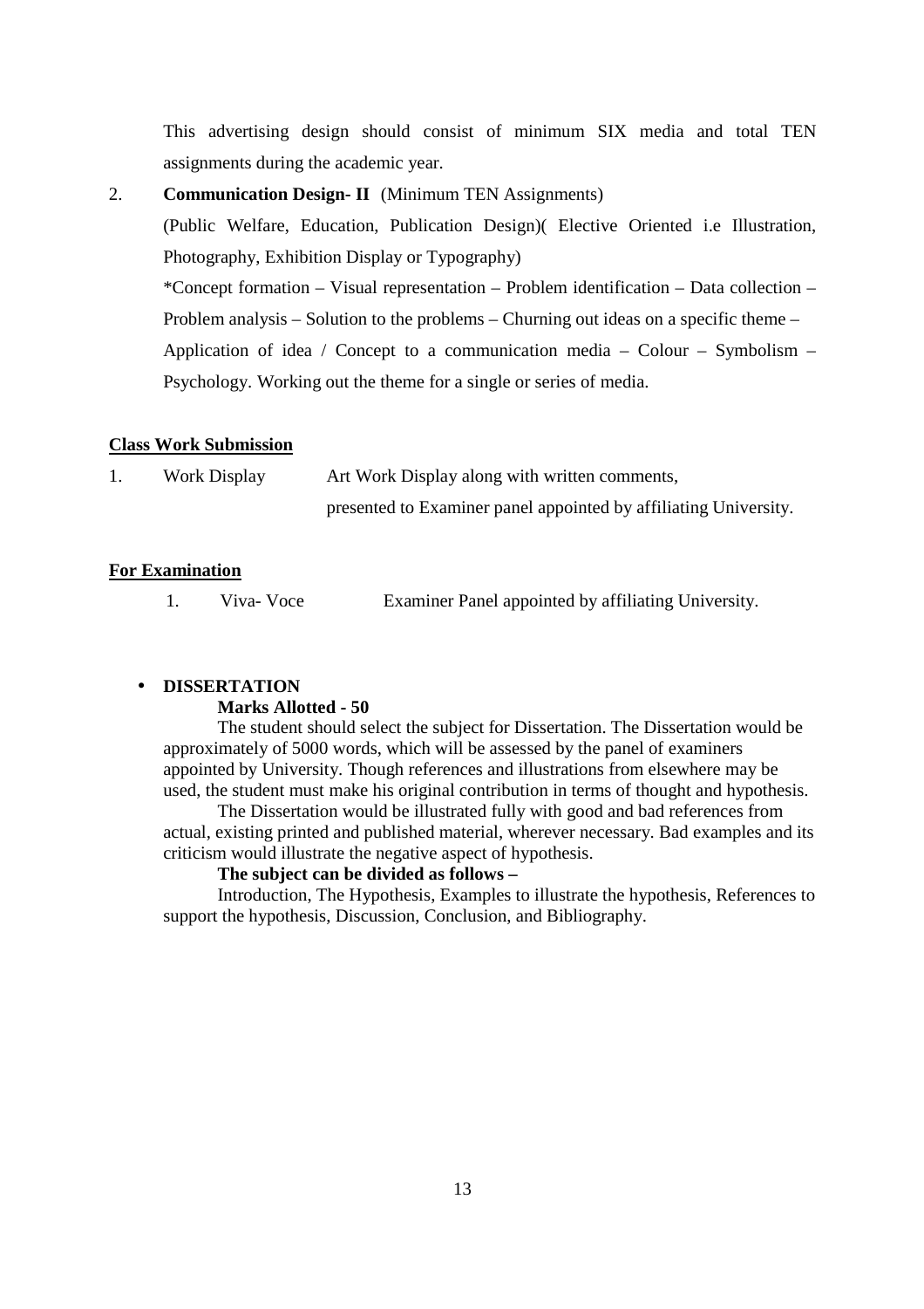This advertising design should consist of minimum SIX media and total TEN assignments during the academic year.

2. **Communication Design- II** (Minimum TEN Assignments)

   (Public Welfare, Education, Publication Design)( Elective Oriented i.e Illustration, Photography, Exhibition Display or Typography)

   *Concept formation – Visual representation – Problem identification – Data collection – Problem analysis – Solution to the problems – Churning out ideas on a specific theme – Application of idea / Concept to a communication media – Colour – Symbolism – Psychology. Working out the theme for a single or series of media.

**<u>Class Work Submission</u>**

| | | |
|---|---|---|
| 1. | Work Display | Art Work Display along with written comments, presented to Examiner panel appointed by affiliating University. |

**<u>For Examination</u>**

| | | |
|---|---|---|
| 1. | Viva- Voce | Examiner Panel appointed by affiliating University. |

- **DISSERTATION**

  **Marks Allotted - 50**

  The student should select the subject for Dissertation. The Dissertation would be approximately of 5000 words, which will be assessed by the panel of examiners appointed by University. Though references and illustrations from elsewhere may be used, the student must make his original contribution in terms of thought and hypothesis.

  The Dissertation would be illustrated fully with good and bad references from actual, existing printed and published material, wherever necessary. Bad examples and its criticism would illustrate the negative aspect of hypothesis.

  **The subject can be divided as follows –**

  Introduction, The Hypothesis, Examples to illustrate the hypothesis, References to support the hypothesis, Discussion, Conclusion, and Bibliography.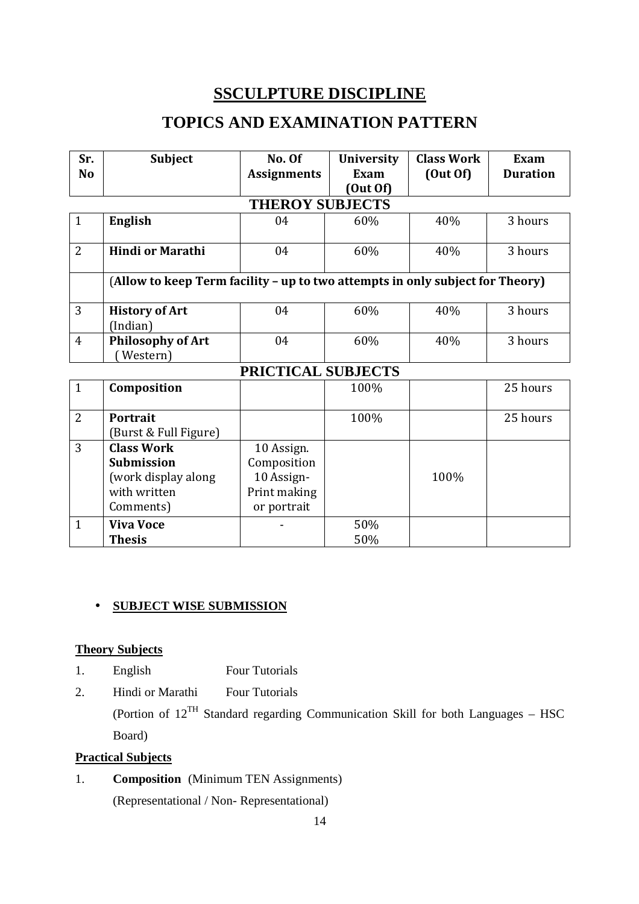# SSCULPTURE DISCIPLINE

## TOPICS AND EXAMINATION PATTERN

| Sr. No | Subject | No. Of Assignments | University Exam (Out Of) | Class Work (Out Of) | Exam Duration |
|---|---|---|---|---|---|
| | | **THEROY SUBJECTS** | | | |
| 1 | **English** | 04 | 60% | 40% | 3 hours |
| 2 | **Hindi or Marathi** | 04 | 60% | 40% | 3 hours |
| | (**Allow to keep Term facility – up to two attempts in only subject for Theory)** | | | | |
| 3 | **History of Art** (Indian) | 04 | 60% | 40% | 3 hours |
| 4 | **Philosophy of Art** ( Western) | 04 | 60% | 40% | 3 hours |
| | | **PRICTICAL SUBJECTS** | | | |
| 1 | **Composition** | | 100% | | 25 hours |
| 2 | **Portrait** (Burst & Full Figure) | | 100% | | 25 hours |
| 3 | **Class Work Submission** (work display along with written Comments) | 10 Assign. Composition 10 Assign- Print making or portrait | | 100% | |
| 1 | **Viva Voce** **Thesis** | - | 50% 50% | | |

- **SUBJECT WISE SUBMISSION**

**Theory Subjects**

1. English Four Tutorials
2. Hindi or Marathi Four Tutorials

   (Portion of 12$^{TH}$ Standard regarding Communication Skill for both Languages – HSC Board)

**Practical Subjects**

1. **Composition** (Minimum TEN Assignments)

   (Representational / Non- Representational)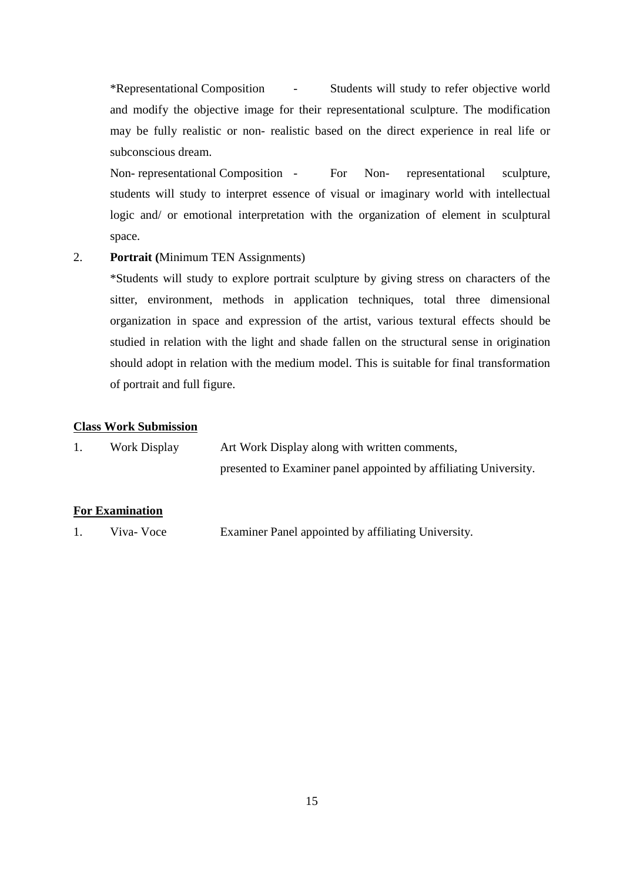*Representational Composition - Students will study to refer objective world and modify the objective image for their representational sculpture. The modification may be fully realistic or non- realistic based on the direct experience in real life or subconscious dream.

Non- representational Composition - For Non- representational sculpture, students will study to interpret essence of visual or imaginary world with intellectual logic and/ or emotional interpretation with the organization of element in sculptural space.

2. **Portrait (**Minimum TEN Assignments)

   *Students will study to explore portrait sculpture by giving stress on characters of the sitter, environment, methods in application techniques, total three dimensional organization in space and expression of the artist, various textural effects should be studied in relation with the light and shade fallen on the structural sense in origination should adopt in relation with the medium model. This is suitable for final transformation of portrait and full figure.

**Class Work Submission**

| | | |
|---|---|---|
| 1. | Work Display | Art Work Display along with written comments, presented to Examiner panel appointed by affiliating University. |

**For Examination**

| | | |
|---|---|---|
| 1. | Viva- Voce | Examiner Panel appointed by affiliating University. |